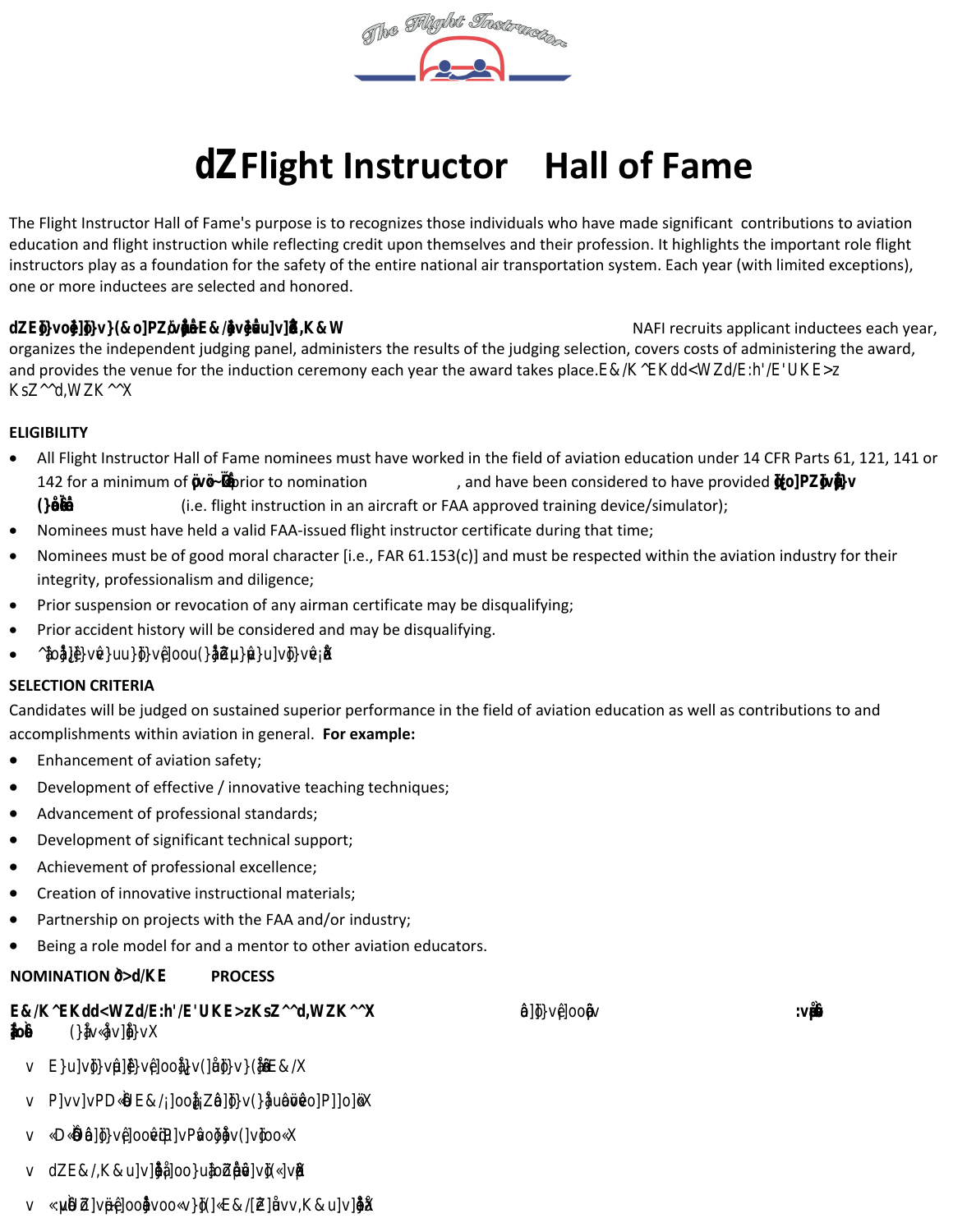# dZ Flight Instructor Hall of Fame

The Flight Instructor Hall of Fame's purpose is to recognizes those individuals who have made significant contributions to aviation education and flight instruction while reflecting credit upon themselves and their profession. It highlights the important role flight instructors play as a foundation for the safety of the entire national air transportation system. Each year (with limited exceptions), one or more inductees are selected and honored.

**dZE]}voe]}v}(&o]PZ/vuš}šE&/ve}µu]v]ŠK&W** NAFI recruits applicant inductees each year, organizes the independent judging panel, administers the results of the judging selection, covers costs of administering the award, and provides the venue for the induction ceremony each year the award takes place.E&/K ^EKdd<WZd/E:h'/E'UKE>z KsZ^^d,WZK^^X

**ELIGIBILITY**

- All Flight Instructor Hall of Fame nominees must have worked in the field of aviation education under 14 CFR Parts 61, 121, 141 or 142 for a minimum of **ŒvŒ~Œ** prior to nomination , and have been considered to have provided **]{o]PZ]v]v (}šš** (i.e. flight instruction in an aircraft or FAA approved training device/simulator);
- Nominees must have held a valid FAA-issued flight instructor certificate during that time;
- Nominees must be of good moral character [i.e., FAR 61.153(c)] and must be respected within the aviation industry for their integrity, professionalism and diligence;
- Prior suspension or revocation of any airman certificate may be disqualifying;
- Prior accident history will be considered and may be disqualifying.
- ^o}]}vš}uu}]}vš]oou(}šZµu}µ}u]v]}vš¡

**SELECTION CRITERIA**

Candidates will be judged on sustained superior performance in the field of aviation education as well as contributions to and accomplishments within aviation in general. **For example:**

- Enhancement of aviation safety;
- Development of effective / innovative teaching techniques;
- Advancement of professional standards;
- Development of significant technical support;
- Achievement of professional excellence;
- Creation of innovative instructional materials;
- Partnership on projects with the FAA and/or industry;
- Being a role model for and a mentor to other aviation educators.

**NOMINATION ò>d/KE PROCESS**

**E&/K^EKdd<WZd/E:h'/E'UKE>zKsZ^^d,WZK^^X** ô]}vš]oo]v **:všš šoš** (}švšv]}vX

- v E}u]v]}vš]}vš]ooš}v(]š]}v(}šE&/X
- v P]vv]vPD‹ÇE&/¡]oošZš]}v(}šuš}vš]}P]]o]šÇX
- v ‹D‹Ç ô]}vš]ooš]PšP]vPšo}š}v(]v]}oo‹X
- v dZE&/,K&u]v]šš}oo}uš}Zšµš]vš(‹]vš
- v ‹µšôZ]vš]ooš}voo‹v}(]‹E&/[Zš}vv,K&u]v]šX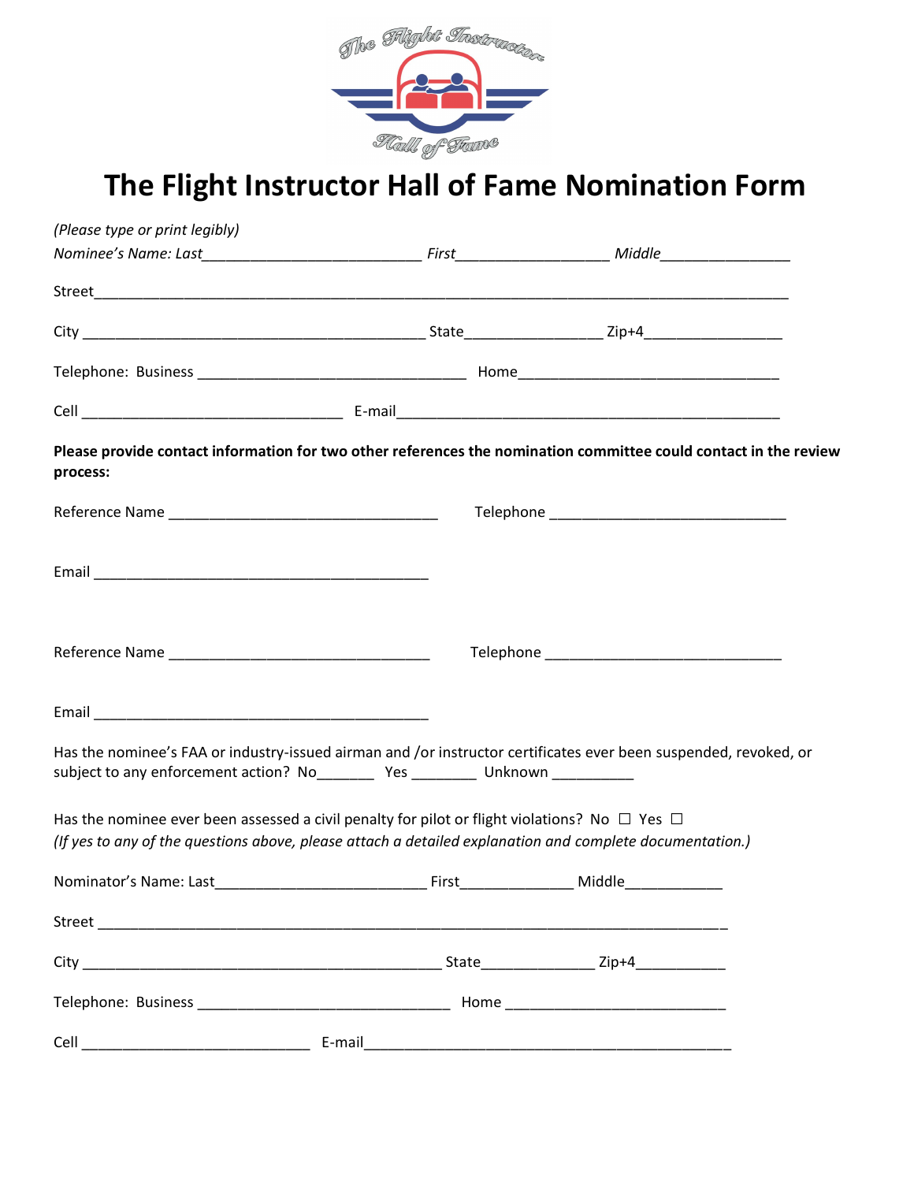# The Flight Instructor Hall of Fame Nomination Form

*(Please type or print legibly)*

*Nominee's Name: Last*___________________________ *First*___________________ *Middle*________________

Street_______________________________________________________________________________________

City ___________________________________________ State_________________ Zip+4_________________

Telephone: Business _________________________________ Home________________________________

Cell _________________________________ E-mail________________________________________________

**Please provide contact information for two other references the nomination committee could contact in the review process:**

Reference Name _________________________________ Telephone ______________________________

Email __________________________________________

Reference Name _________________________________ Telephone ______________________________

Email __________________________________________

Has the nominee's FAA or industry-issued airman and /or instructor certificates ever been suspended, revoked, or subject to any enforcement action? No_______ Yes ________ Unknown __________

Has the nominee ever been assessed a civil penalty for pilot or flight violations? No ☐ Yes ☐
*(If yes to any of the questions above, please attach a detailed explanation and complete documentation.)*

Nominator's Name: Last__________________________ First______________ Middle____________

Street ________________________________________________________________________________

City _____________________________________________ State______________ Zip+4___________

Telephone: Business _______________________________ Home ____________________________

Cell ____________________________ E-mail_____________________________________________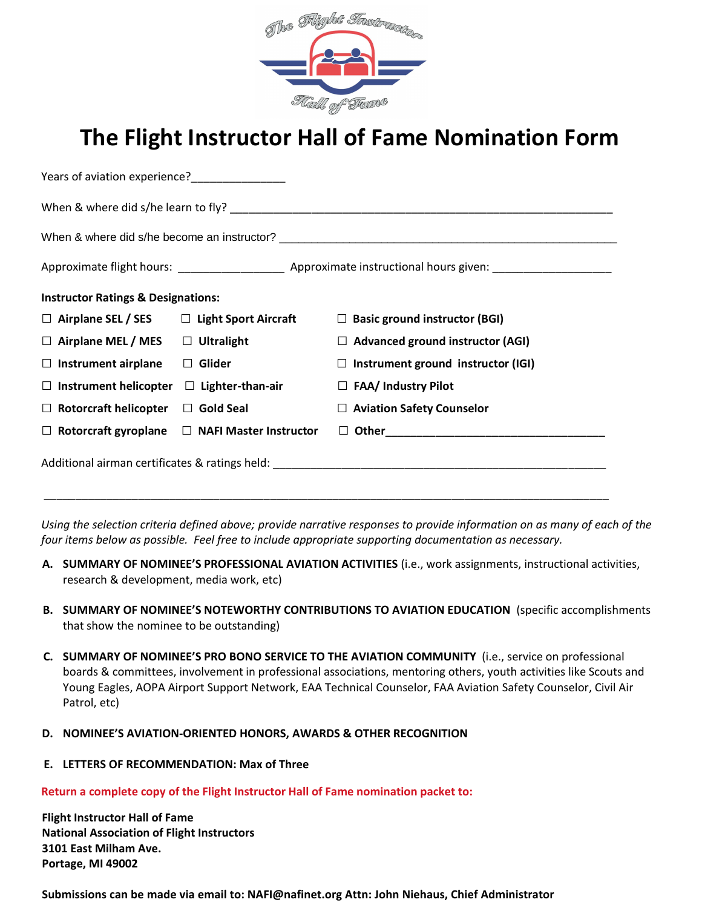# The Flight Instructor Hall of Fame Nomination Form

Years of aviation experience?_______________

When & where did s/he learn to fly? _______________________________________________________________

When & where did s/he become an instructor? _______________________________________________________

Approximate flight hours: _________________ Approximate instructional hours given: ___________________

**Instructor Ratings & Designations:**

| | | |
|---|---|---|
| ☐ **Airplane SEL / SES** | ☐ **Light Sport Aircraft** | ☐ **Basic ground instructor (BGI)** |
| ☐ **Airplane MEL / MES** | ☐ **Ultralight** | ☐ **Advanced ground instructor (AGI)** |
| ☐ **Instrument airplane** | ☐ **Glider** | ☐ **Instrument ground instructor (IGI)** |
| ☐ **Instrument helicopter** | ☐ **Lighter-than-air** | ☐ **FAA/ Industry Pilot** |
| ☐ **Rotorcraft helicopter** | ☐ **Gold Seal** | ☐ **Aviation Safety Counselor** |
| ☐ **Rotorcraft gyroplane** | ☐ **NAFI Master Instructor** | ☐ **Other**___________________________________ |

Additional airman certificates & ratings held: ______________________________________________________

___________________________________________________________________________________________

*Using the selection criteria defined above; provide narrative responses to provide information on as many of each of the four items below as possible. Feel free to include appropriate supporting documentation as necessary.*

A. **SUMMARY OF NOMINEE'S PROFESSIONAL AVIATION ACTIVITIES** (i.e., work assignments, instructional activities, research & development, media work, etc)

B. **SUMMARY OF NOMINEE'S NOTEWORTHY CONTRIBUTIONS TO AVIATION EDUCATION** (specific accomplishments that show the nominee to be outstanding)

C. **SUMMARY OF NOMINEE'S PRO BONO SERVICE TO THE AVIATION COMMUNITY** (i.e., service on professional boards & committees, involvement in professional associations, mentoring others, youth activities like Scouts and Young Eagles, AOPA Airport Support Network, EAA Technical Counselor, FAA Aviation Safety Counselor, Civil Air Patrol, etc)

D. **NOMINEE'S AVIATION-ORIENTED HONORS, AWARDS & OTHER RECOGNITION**

E. **LETTERS OF RECOMMENDATION: Max of Three**

**Return a complete copy of the Flight Instructor Hall of Fame nomination packet to:**

**Flight Instructor Hall of Fame**
**National Association of Flight Instructors**
**3101 East Milham Ave.**
**Portage, MI 49002**

**Submissions can be made via email to: NAFI@nafinet.org Attn: John Niehaus, Chief Administrator**